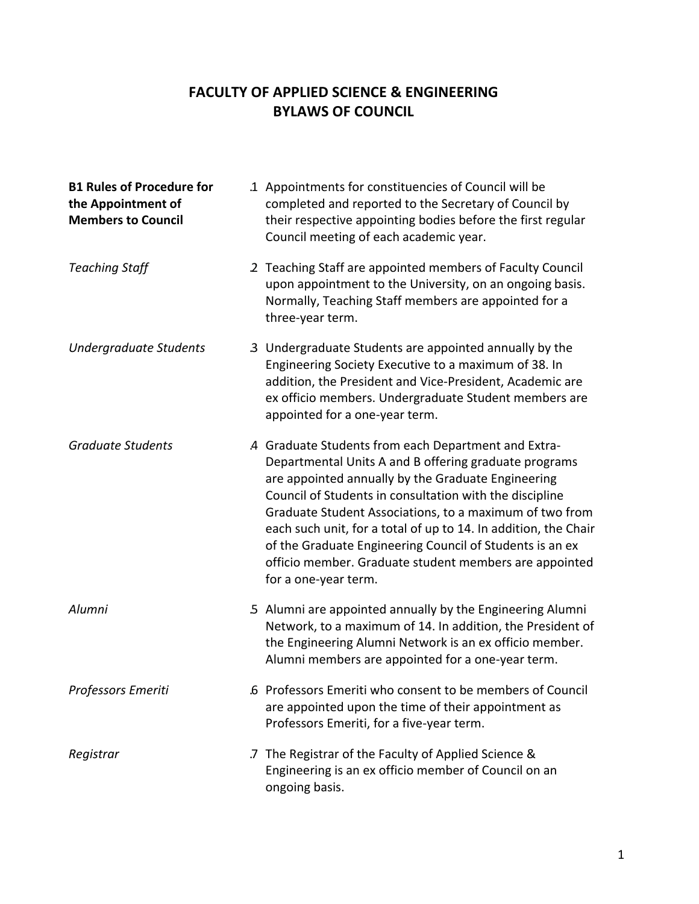# FACULTY OF APPLIED SCIENCE & ENGINEERING
# BYLAWS OF COUNCIL

**B1 Rules of Procedure for the Appointment of Members to Council**

.1 Appointments for constituencies of Council will be completed and reported to the Secretary of Council by their respective appointing bodies before the first regular Council meeting of each academic year.

*Teaching Staff*

.2 Teaching Staff are appointed members of Faculty Council upon appointment to the University, on an ongoing basis. Normally, Teaching Staff members are appointed for a three-year term.

*Undergraduate Students*

.3 Undergraduate Students are appointed annually by the Engineering Society Executive to a maximum of 38. In addition, the President and Vice-President, Academic are ex officio members. Undergraduate Student members are appointed for a one-year term.

*Graduate Students*

.4 Graduate Students from each Department and Extra-Departmental Units A and B offering graduate programs are appointed annually by the Graduate Engineering Council of Students in consultation with the discipline Graduate Student Associations, to a maximum of two from each such unit, for a total of up to 14. In addition, the Chair of the Graduate Engineering Council of Students is an ex officio member. Graduate student members are appointed for a one-year term.

*Alumni*

.5 Alumni are appointed annually by the Engineering Alumni Network, to a maximum of 14. In addition, the President of the Engineering Alumni Network is an ex officio member. Alumni members are appointed for a one-year term.

*Professors Emeriti*

.6 Professors Emeriti who consent to be members of Council are appointed upon the time of their appointment as Professors Emeriti, for a five-year term.

*Registrar*

.7 The Registrar of the Faculty of Applied Science & Engineering is an ex officio member of Council on an ongoing basis.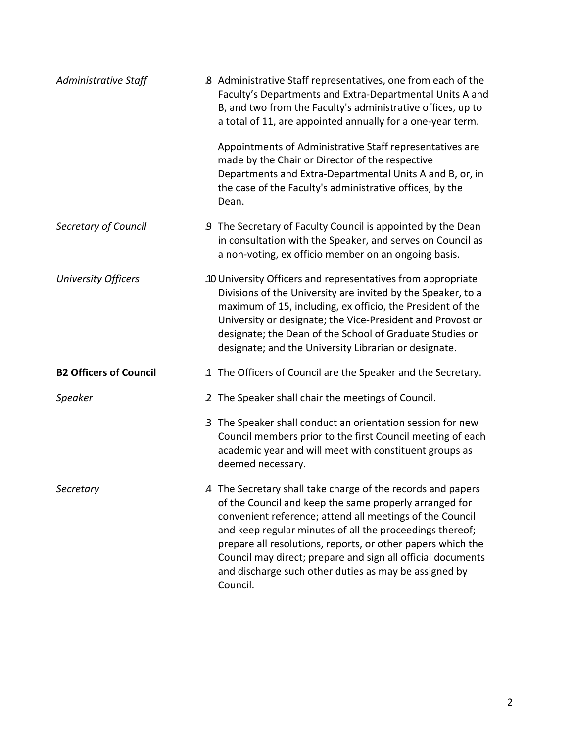*Administrative Staff*

.8 Administrative Staff representatives, one from each of the Faculty's Departments and Extra-Departmental Units A and B, and two from the Faculty's administrative offices, up to a total of 11, are appointed annually for a one-year term.

Appointments of Administrative Staff representatives are made by the Chair or Director of the respective Departments and Extra-Departmental Units A and B, or, in the case of the Faculty's administrative offices, by the Dean.

*Secretary of Council*

.9 The Secretary of Faculty Council is appointed by the Dean in consultation with the Speaker, and serves on Council as a non-voting, ex officio member on an ongoing basis.

*University Officers*

.10 University Officers and representatives from appropriate Divisions of the University are invited by the Speaker, to a maximum of 15, including, ex officio, the President of the University or designate; the Vice-President and Provost or designate; the Dean of the School of Graduate Studies or designate; and the University Librarian or designate.

**B2 Officers of Council**

.1 The Officers of Council are the Speaker and the Secretary.

*Speaker*

.2 The Speaker shall chair the meetings of Council.

.3 The Speaker shall conduct an orientation session for new Council members prior to the first Council meeting of each academic year and will meet with constituent groups as deemed necessary.

*Secretary*

.4 The Secretary shall take charge of the records and papers of the Council and keep the same properly arranged for convenient reference; attend all meetings of the Council and keep regular minutes of all the proceedings thereof; prepare all resolutions, reports, or other papers which the Council may direct; prepare and sign all official documents and discharge such other duties as may be assigned by Council.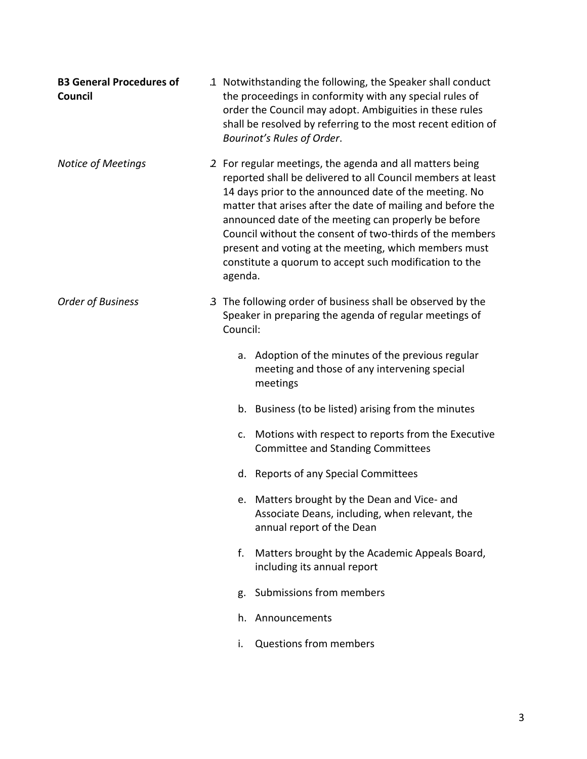**B3 General Procedures of Council**

.1 Notwithstanding the following, the Speaker shall conduct the proceedings in conformity with any special rules of order the Council may adopt. Ambiguities in these rules shall be resolved by referring to the most recent edition of *Bourinot's Rules of Order*.

*Notice of Meetings*

.2 For regular meetings, the agenda and all matters being reported shall be delivered to all Council members at least 14 days prior to the announced date of the meeting. No matter that arises after the date of mailing and before the announced date of the meeting can properly be before Council without the consent of two-thirds of the members present and voting at the meeting, which members must constitute a quorum to accept such modification to the agenda.

*Order of Business*

.3 The following order of business shall be observed by the Speaker in preparing the agenda of regular meetings of Council:

a. Adoption of the minutes of the previous regular meeting and those of any intervening special meetings

b. Business (to be listed) arising from the minutes

c. Motions with respect to reports from the Executive Committee and Standing Committees

d. Reports of any Special Committees

e. Matters brought by the Dean and Vice- and Associate Deans, including, when relevant, the annual report of the Dean

f. Matters brought by the Academic Appeals Board, including its annual report

g. Submissions from members

h. Announcements

i. Questions from members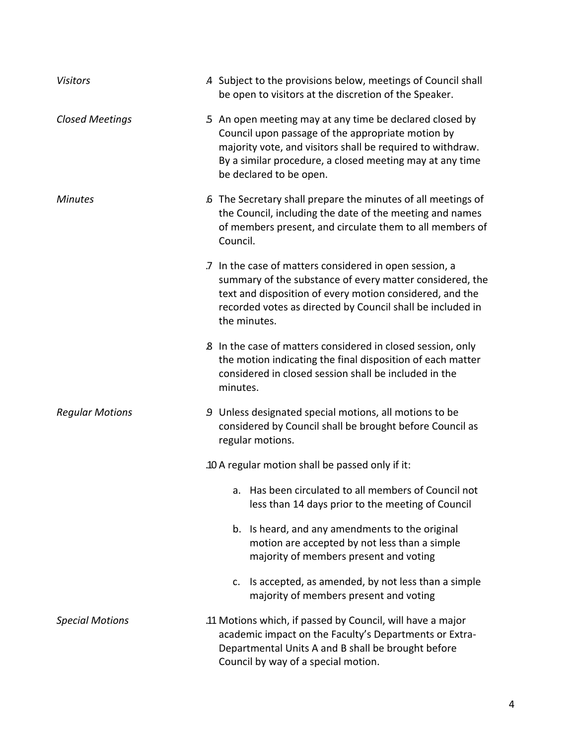*Visitors*

.4 Subject to the provisions below, meetings of Council shall be open to visitors at the discretion of the Speaker.

*Closed Meetings*

.5 An open meeting may at any time be declared closed by Council upon passage of the appropriate motion by majority vote, and visitors shall be required to withdraw. By a similar procedure, a closed meeting may at any time be declared to be open.

*Minutes*

.6 The Secretary shall prepare the minutes of all meetings of the Council, including the date of the meeting and names of members present, and circulate them to all members of Council.

.7 In the case of matters considered in open session, a summary of the substance of every matter considered, the text and disposition of every motion considered, and the recorded votes as directed by Council shall be included in the minutes.

.8 In the case of matters considered in closed session, only the motion indicating the final disposition of each matter considered in closed session shall be included in the minutes.

*Regular Motions*

.9 Unless designated special motions, all motions to be considered by Council shall be brought before Council as regular motions.

.10 A regular motion shall be passed only if it:

a. Has been circulated to all members of Council not less than 14 days prior to the meeting of Council

b. Is heard, and any amendments to the original motion are accepted by not less than a simple majority of members present and voting

c. Is accepted, as amended, by not less than a simple majority of members present and voting

*Special Motions*

.11 Motions which, if passed by Council, will have a major academic impact on the Faculty's Departments or Extra-Departmental Units A and B shall be brought before Council by way of a special motion.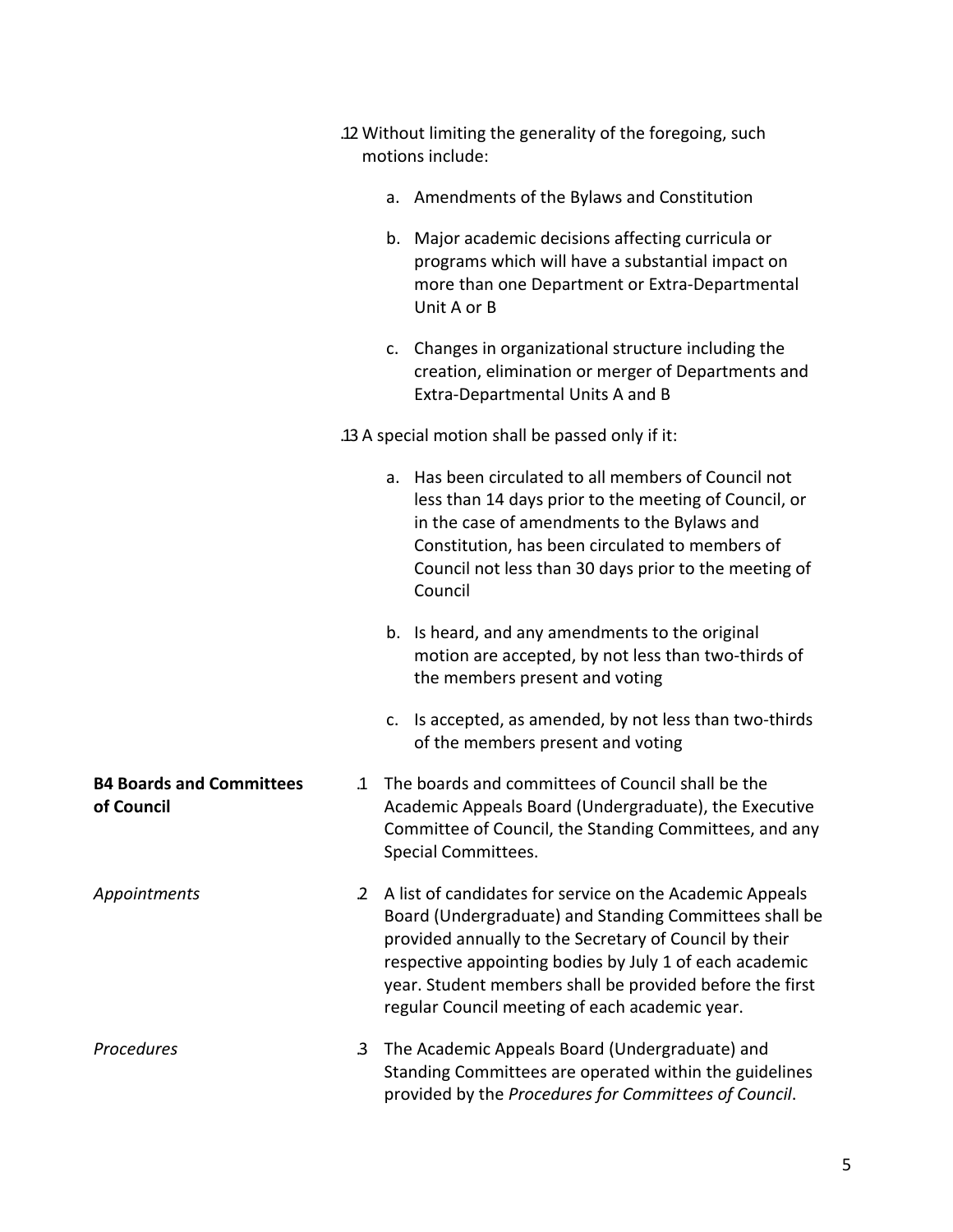.12 Without limiting the generality of the foregoing, such motions include:

a. Amendments of the Bylaws and Constitution

b. Major academic decisions affecting curricula or programs which will have a substantial impact on more than one Department or Extra-Departmental Unit A or B

c. Changes in organizational structure including the creation, elimination or merger of Departments and Extra-Departmental Units A and B

.13 A special motion shall be passed only if it:

a. Has been circulated to all members of Council not less than 14 days prior to the meeting of Council, or in the case of amendments to the Bylaws and Constitution, has been circulated to members of Council not less than 30 days prior to the meeting of Council

b. Is heard, and any amendments to the original motion are accepted, by not less than two-thirds of the members present and voting

c. Is accepted, as amended, by not less than two-thirds of the members present and voting

**B4 Boards and Committees of Council**

.1 The boards and committees of Council shall be the Academic Appeals Board (Undergraduate), the Executive Committee of Council, the Standing Committees, and any Special Committees.

*Appointments*

.2 A list of candidates for service on the Academic Appeals Board (Undergraduate) and Standing Committees shall be provided annually to the Secretary of Council by their respective appointing bodies by July 1 of each academic year. Student members shall be provided before the first regular Council meeting of each academic year.

*Procedures*

.3 The Academic Appeals Board (Undergraduate) and Standing Committees are operated within the guidelines provided by the *Procedures for Committees of Council*.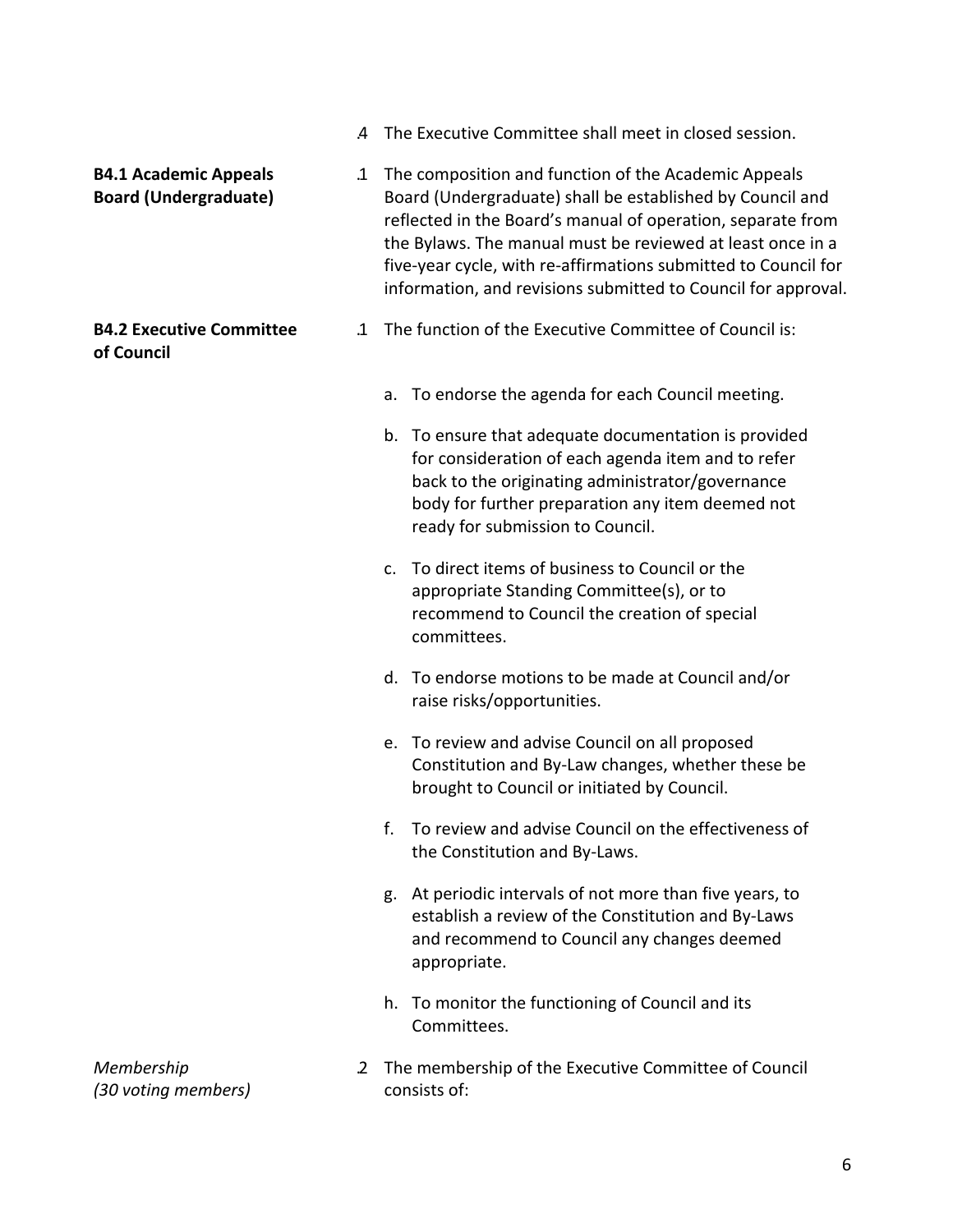.4 The Executive Committee shall meet in closed session.

**B4.1 Academic Appeals Board (Undergraduate)**

.1 The composition and function of the Academic Appeals Board (Undergraduate) shall be established by Council and reflected in the Board's manual of operation, separate from the Bylaws. The manual must be reviewed at least once in a five-year cycle, with re-affirmations submitted to Council for information, and revisions submitted to Council for approval.

**B4.2 Executive Committee of Council**

.1 The function of the Executive Committee of Council is:

a. To endorse the agenda for each Council meeting.

b. To ensure that adequate documentation is provided for consideration of each agenda item and to refer back to the originating administrator/governance body for further preparation any item deemed not ready for submission to Council.

c. To direct items of business to Council or the appropriate Standing Committee(s), or to recommend to Council the creation of special committees.

d. To endorse motions to be made at Council and/or raise risks/opportunities.

e. To review and advise Council on all proposed Constitution and By-Law changes, whether these be brought to Council or initiated by Council.

f. To review and advise Council on the effectiveness of the Constitution and By-Laws.

g. At periodic intervals of not more than five years, to establish a review of the Constitution and By-Laws and recommend to Council any changes deemed appropriate.

h. To monitor the functioning of Council and its Committees.

*Membership (30 voting members)*

.2 The membership of the Executive Committee of Council consists of: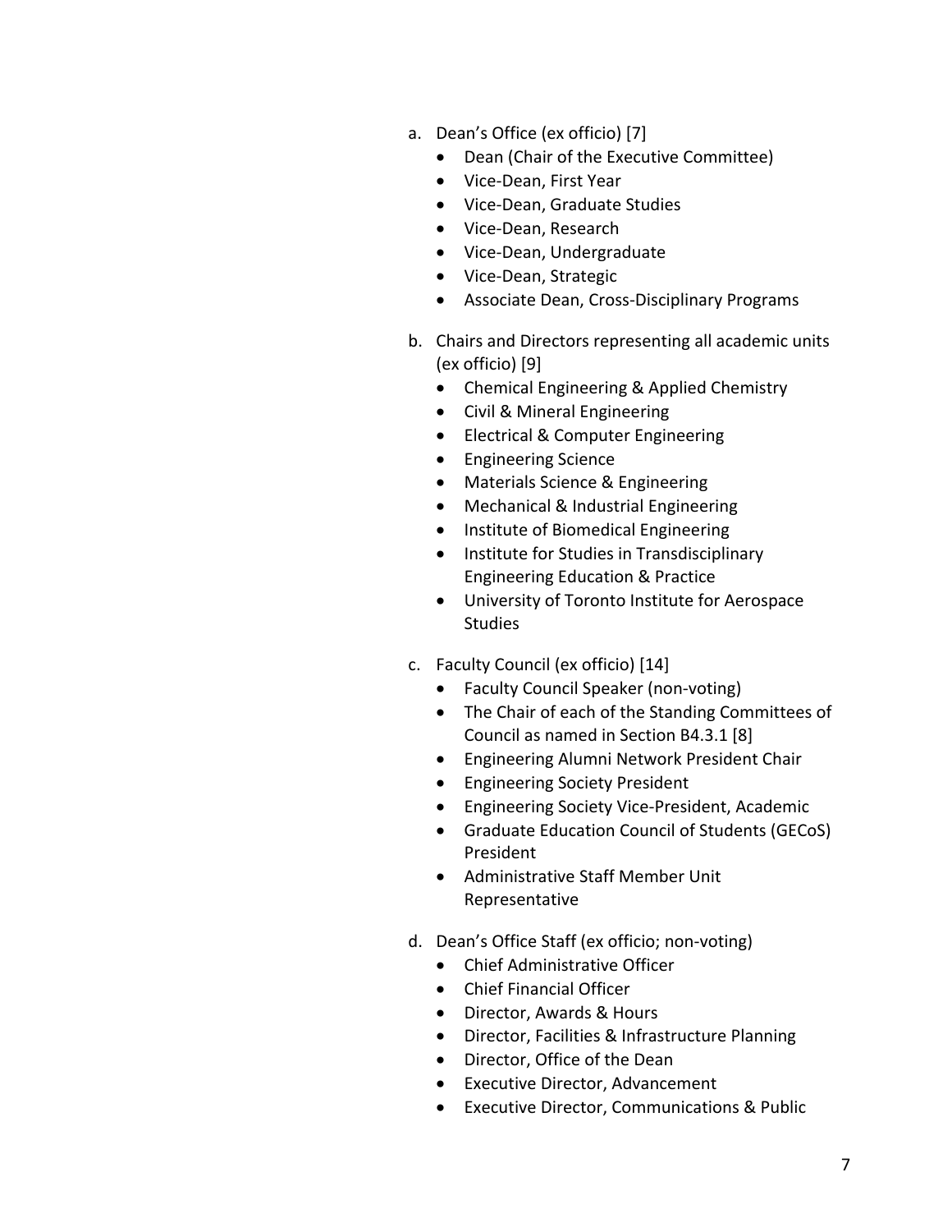a. Dean's Office (ex officio) [7]
    - Dean (Chair of the Executive Committee)
    - Vice-Dean, First Year
    - Vice-Dean, Graduate Studies
    - Vice-Dean, Research
    - Vice-Dean, Undergraduate
    - Vice-Dean, Strategic
    - Associate Dean, Cross-Disciplinary Programs

b. Chairs and Directors representing all academic units (ex officio) [9]
    - Chemical Engineering & Applied Chemistry
    - Civil & Mineral Engineering
    - Electrical & Computer Engineering
    - Engineering Science
    - Materials Science & Engineering
    - Mechanical & Industrial Engineering
    - Institute of Biomedical Engineering
    - Institute for Studies in Transdisciplinary Engineering Education & Practice
    - University of Toronto Institute for Aerospace Studies

c. Faculty Council (ex officio) [14]
    - Faculty Council Speaker (non-voting)
    - The Chair of each of the Standing Committees of Council as named in Section B4.3.1 [8]
    - Engineering Alumni Network President Chair
    - Engineering Society President
    - Engineering Society Vice-President, Academic
    - Graduate Education Council of Students (GECoS) President
    - Administrative Staff Member Unit Representative

d. Dean's Office Staff (ex officio; non-voting)
    - Chief Administrative Officer
    - Chief Financial Officer
    - Director, Awards & Hours
    - Director, Facilities & Infrastructure Planning
    - Director, Office of the Dean
    - Executive Director, Advancement
    - Executive Director, Communications & Public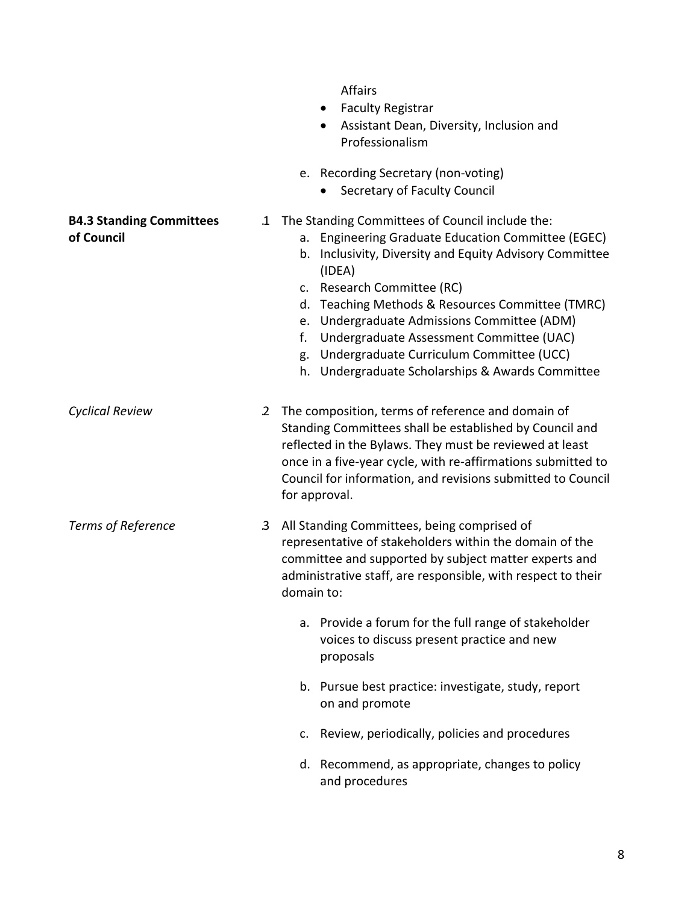Affairs

- Faculty Registrar
- Assistant Dean, Diversity, Inclusion and Professionalism

e. Recording Secretary (non-voting)

- Secretary of Faculty Council

**B4.3 Standing Committees of Council**

.1 The Standing Committees of Council include the:

a. Engineering Graduate Education Committee (EGEC)
b. Inclusivity, Diversity and Equity Advisory Committee (IDEA)
c. Research Committee (RC)
d. Teaching Methods & Resources Committee (TMRC)
e. Undergraduate Admissions Committee (ADM)
f. Undergraduate Assessment Committee (UAC)
g. Undergraduate Curriculum Committee (UCC)
h. Undergraduate Scholarships & Awards Committee

*Cyclical Review*

.2 The composition, terms of reference and domain of Standing Committees shall be established by Council and reflected in the Bylaws. They must be reviewed at least once in a five-year cycle, with re-affirmations submitted to Council for information, and revisions submitted to Council for approval.

*Terms of Reference*

.3 All Standing Committees, being comprised of representative of stakeholders within the domain of the committee and supported by subject matter experts and administrative staff, are responsible, with respect to their domain to:

a. Provide a forum for the full range of stakeholder voices to discuss present practice and new proposals

b. Pursue best practice: investigate, study, report on and promote

c. Review, periodically, policies and procedures

d. Recommend, as appropriate, changes to policy and procedures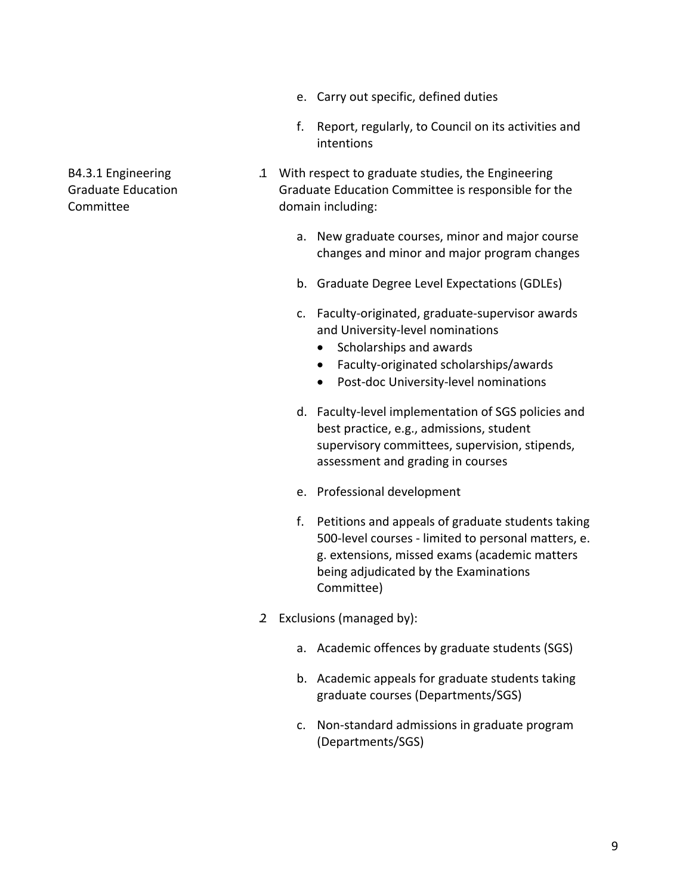e. Carry out specific, defined duties

f. Report, regularly, to Council on its activities and intentions

### B4.3.1 Engineering Graduate Education Committee

.1 With respect to graduate studies, the Engineering Graduate Education Committee is responsible for the domain including:

a. New graduate courses, minor and major course changes and minor and major program changes

b. Graduate Degree Level Expectations (GDLEs)

c. Faculty-originated, graduate-supervisor awards and University-level nominations
   - Scholarships and awards
   - Faculty-originated scholarships/awards
   - Post-doc University-level nominations

d. Faculty-level implementation of SGS policies and best practice, e.g., admissions, student supervisory committees, supervision, stipends, assessment and grading in courses

e. Professional development

f. Petitions and appeals of graduate students taking 500-level courses - limited to personal matters, e. g. extensions, missed exams (academic matters being adjudicated by the Examinations Committee)

.2 Exclusions (managed by):

a. Academic offences by graduate students (SGS)

b. Academic appeals for graduate students taking graduate courses (Departments/SGS)

c. Non-standard admissions in graduate program (Departments/SGS)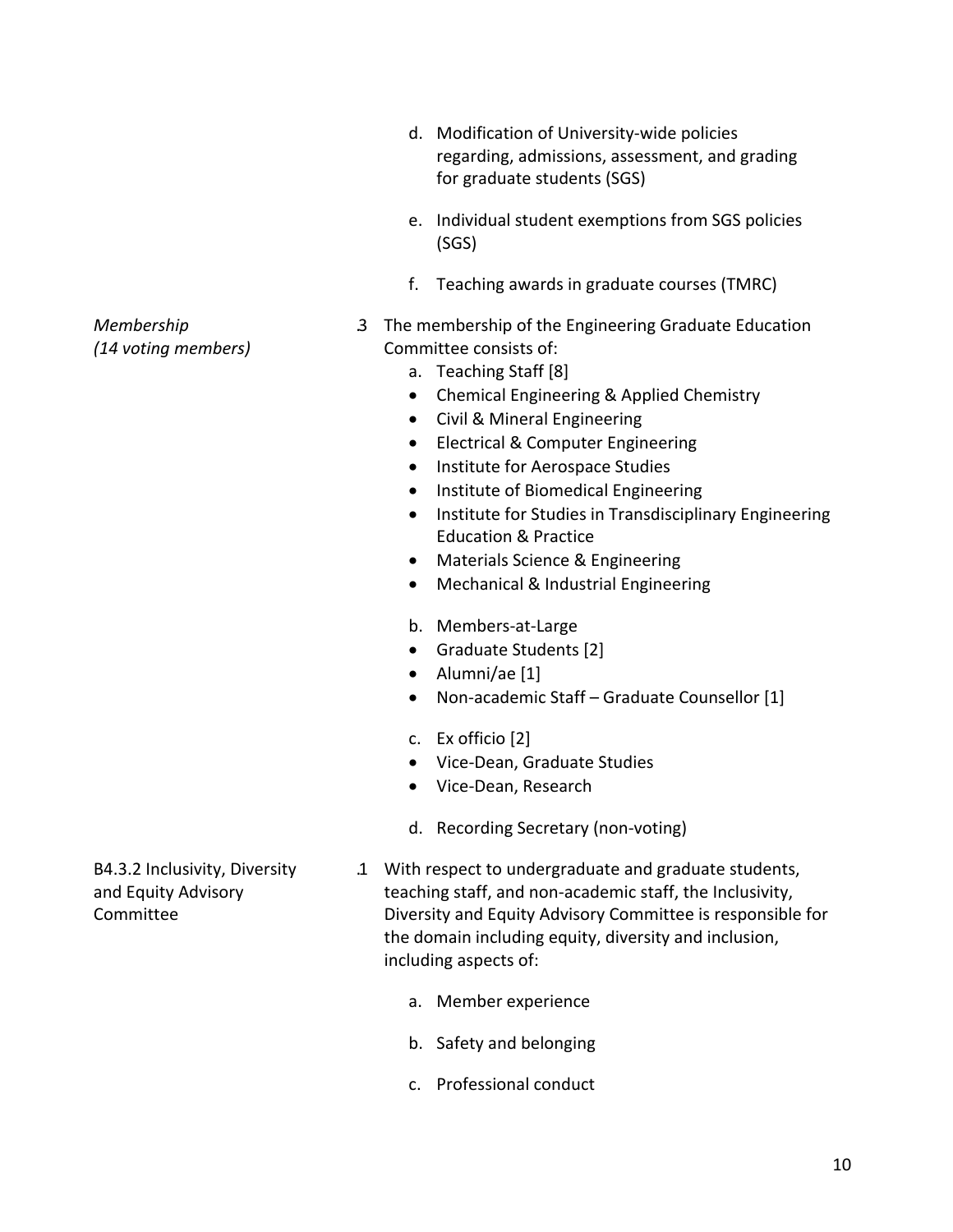d. Modification of University-wide policies regarding, admissions, assessment, and grading for graduate students (SGS)

e. Individual student exemptions from SGS policies (SGS)

f. Teaching awards in graduate courses (TMRC)

*Membership*
*(14 voting members)*

.3 The membership of the Engineering Graduate Education Committee consists of:

a. Teaching Staff [8]
- Chemical Engineering & Applied Chemistry
- Civil & Mineral Engineering
- Electrical & Computer Engineering
- Institute for Aerospace Studies
- Institute of Biomedical Engineering
- Institute for Studies in Transdisciplinary Engineering Education & Practice
- Materials Science & Engineering
- Mechanical & Industrial Engineering

b. Members-at-Large
- Graduate Students [2]
- Alumni/ae [1]
- Non-academic Staff – Graduate Counsellor [1]

c. Ex officio [2]
- Vice-Dean, Graduate Studies
- Vice-Dean, Research

d. Recording Secretary (non-voting)

B4.3.2 Inclusivity, Diversity and Equity Advisory Committee

.1 With respect to undergraduate and graduate students, teaching staff, and non-academic staff, the Inclusivity, Diversity and Equity Advisory Committee is responsible for the domain including equity, diversity and inclusion, including aspects of:

a. Member experience

b. Safety and belonging

c. Professional conduct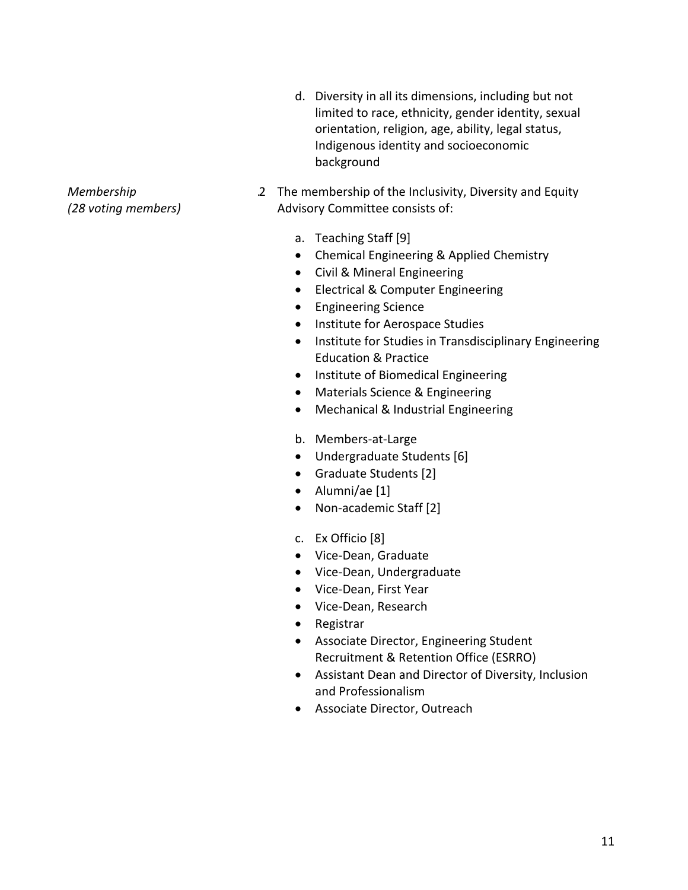d. Diversity in all its dimensions, including but not limited to race, ethnicity, gender identity, sexual orientation, religion, age, ability, legal status, Indigenous identity and socioeconomic background

*Membership*
*(28 voting members)*

.2 The membership of the Inclusivity, Diversity and Equity Advisory Committee consists of:

a. Teaching Staff [9]

- Chemical Engineering & Applied Chemistry
- Civil & Mineral Engineering
- Electrical & Computer Engineering
- Engineering Science
- Institute for Aerospace Studies
- Institute for Studies in Transdisciplinary Engineering Education & Practice
- Institute of Biomedical Engineering
- Materials Science & Engineering
- Mechanical & Industrial Engineering

b. Members-at-Large

- Undergraduate Students [6]
- Graduate Students [2]
- Alumni/ae [1]
- Non-academic Staff [2]

c. Ex Officio [8]

- Vice-Dean, Graduate
- Vice-Dean, Undergraduate
- Vice-Dean, First Year
- Vice-Dean, Research
- Registrar
- Associate Director, Engineering Student Recruitment & Retention Office (ESRRO)
- Assistant Dean and Director of Diversity, Inclusion and Professionalism
- Associate Director, Outreach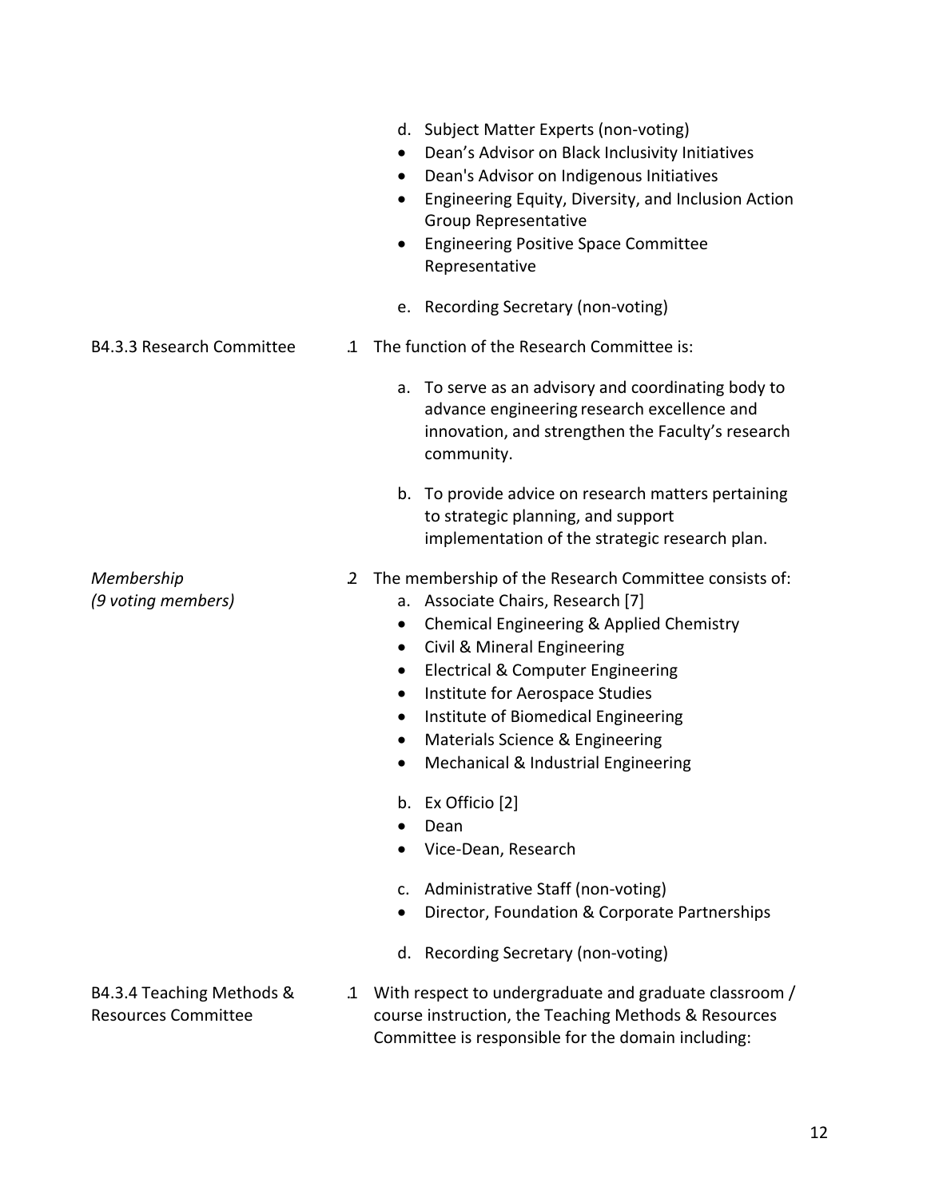d. Subject Matter Experts (non-voting)
- Dean's Advisor on Black Inclusivity Initiatives
- Dean's Advisor on Indigenous Initiatives
- Engineering Equity, Diversity, and Inclusion Action Group Representative
- Engineering Positive Space Committee Representative

e. Recording Secretary (non-voting)

### B4.3.3 Research Committee

.1 The function of the Research Committee is:

a. To serve as an advisory and coordinating body to advance engineering research excellence and innovation, and strengthen the Faculty's research community.

b. To provide advice on research matters pertaining to strategic planning, and support implementation of the strategic research plan.

*Membership*
*(9 voting members)*

.2 The membership of the Research Committee consists of:

a. Associate Chairs, Research [7]
- Chemical Engineering & Applied Chemistry
- Civil & Mineral Engineering
- Electrical & Computer Engineering
- Institute for Aerospace Studies
- Institute of Biomedical Engineering
- Materials Science & Engineering
- Mechanical & Industrial Engineering

b. Ex Officio [2]
- Dean
- Vice-Dean, Research

c. Administrative Staff (non-voting)
- Director, Foundation & Corporate Partnerships

d. Recording Secretary (non-voting)

### B4.3.4 Teaching Methods & Resources Committee

.1 With respect to undergraduate and graduate classroom / course instruction, the Teaching Methods & Resources Committee is responsible for the domain including: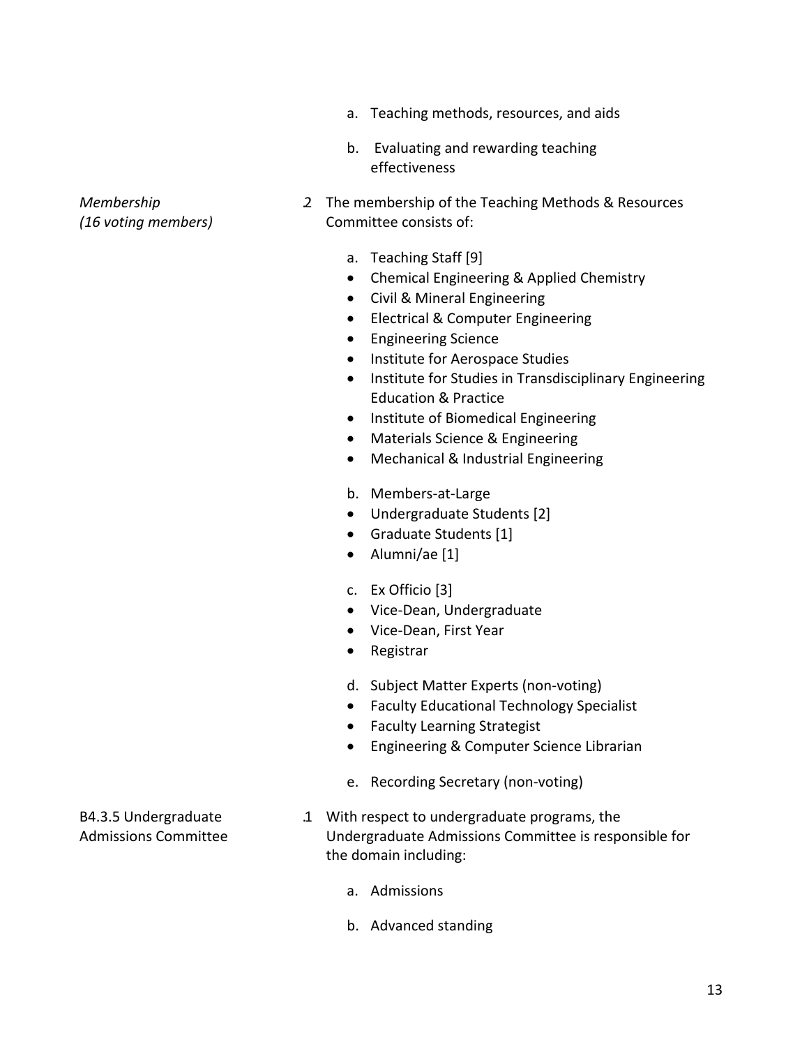a. Teaching methods, resources, and aids

b. Evaluating and rewarding teaching effectiveness

*Membership*
*(16 voting members)*

.2 The membership of the Teaching Methods & Resources Committee consists of:

a. Teaching Staff [9]

- Chemical Engineering & Applied Chemistry
- Civil & Mineral Engineering
- Electrical & Computer Engineering
- Engineering Science
- Institute for Aerospace Studies
- Institute for Studies in Transdisciplinary Engineering Education & Practice
- Institute of Biomedical Engineering
- Materials Science & Engineering
- Mechanical & Industrial Engineering

b. Members-at-Large

- Undergraduate Students [2]
- Graduate Students [1]
- Alumni/ae [1]

c. Ex Officio [3]

- Vice-Dean, Undergraduate
- Vice-Dean, First Year
- Registrar

d. Subject Matter Experts (non-voting)

- Faculty Educational Technology Specialist
- Faculty Learning Strategist
- Engineering & Computer Science Librarian

e. Recording Secretary (non-voting)

B4.3.5 Undergraduate Admissions Committee

.1 With respect to undergraduate programs, the Undergraduate Admissions Committee is responsible for the domain including:

a. Admissions

b. Advanced standing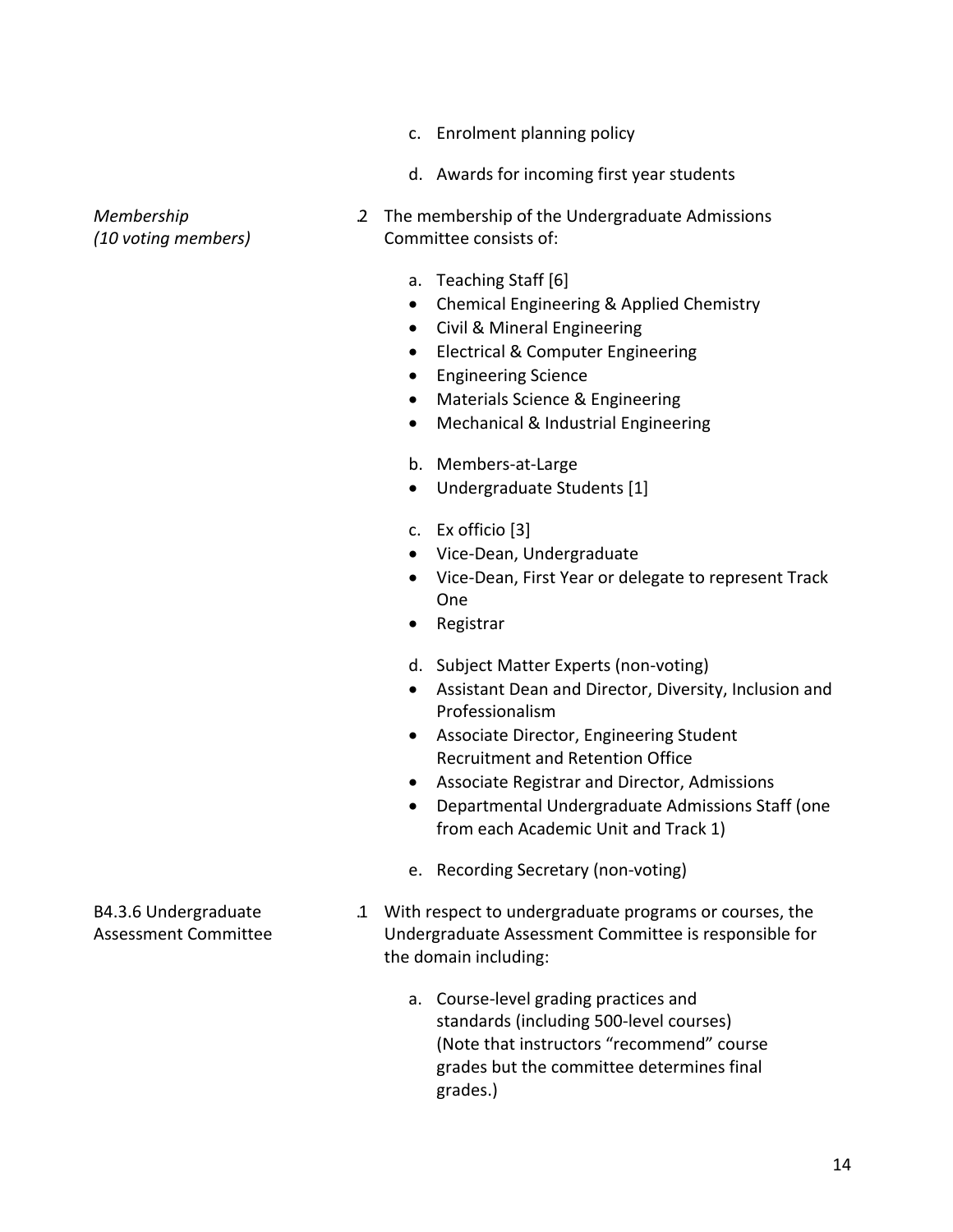c. Enrolment planning policy

d. Awards for incoming first year students

*Membership*
*(10 voting members)*

.2 The membership of the Undergraduate Admissions Committee consists of:

a. Teaching Staff [6]
- Chemical Engineering & Applied Chemistry
- Civil & Mineral Engineering
- Electrical & Computer Engineering
- Engineering Science
- Materials Science & Engineering
- Mechanical & Industrial Engineering

b. Members-at-Large
- Undergraduate Students [1]

c. Ex officio [3]
- Vice-Dean, Undergraduate
- Vice-Dean, First Year or delegate to represent Track One
- Registrar

d. Subject Matter Experts (non-voting)
- Assistant Dean and Director, Diversity, Inclusion and Professionalism
- Associate Director, Engineering Student Recruitment and Retention Office
- Associate Registrar and Director, Admissions
- Departmental Undergraduate Admissions Staff (one from each Academic Unit and Track 1)

e. Recording Secretary (non-voting)

B4.3.6 Undergraduate Assessment Committee

.1 With respect to undergraduate programs or courses, the Undergraduate Assessment Committee is responsible for the domain including:

a. Course-level grading practices and standards (including 500-level courses) (Note that instructors "recommend" course grades but the committee determines final grades.)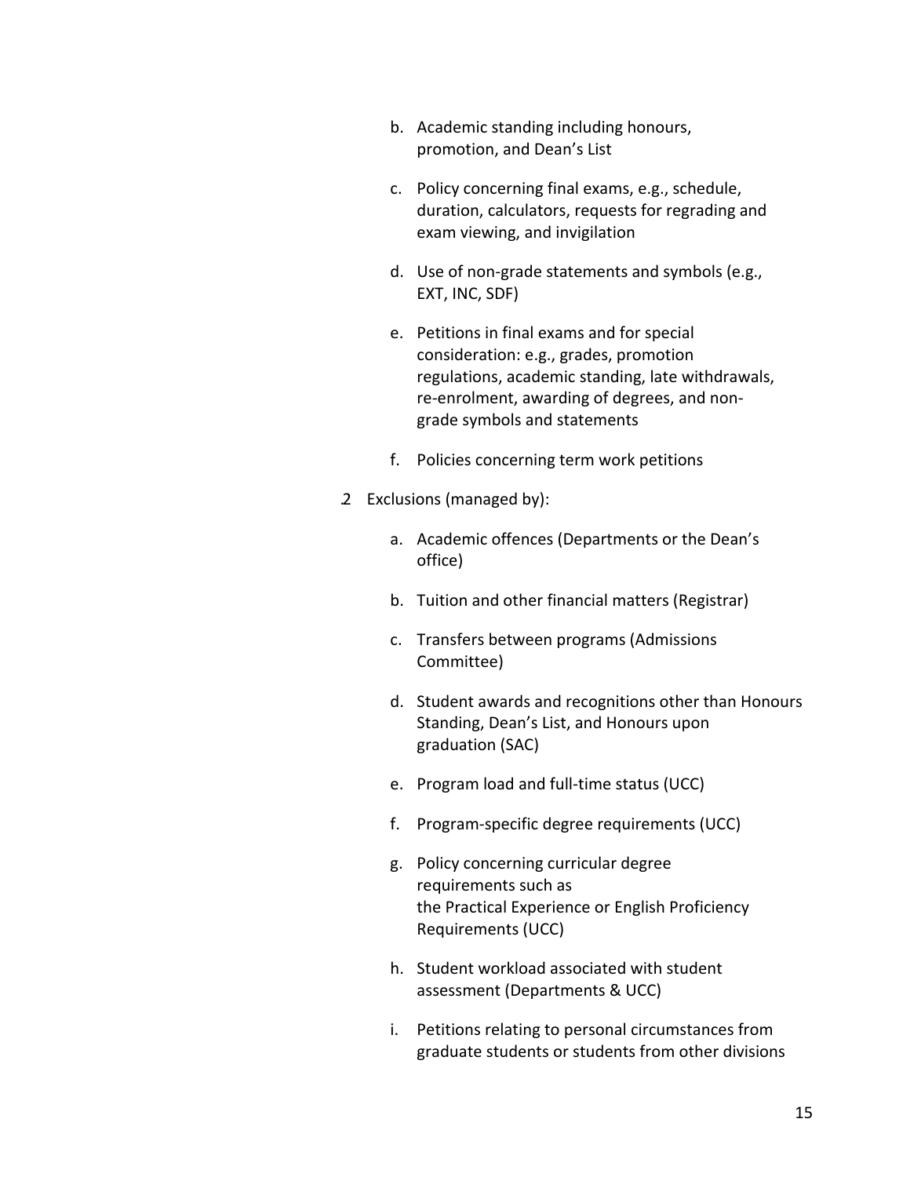b. Academic standing including honours, promotion, and Dean's List

c. Policy concerning final exams, e.g., schedule, duration, calculators, requests for regrading and exam viewing, and invigilation

d. Use of non-grade statements and symbols (e.g., EXT, INC, SDF)

e. Petitions in final exams and for special consideration: e.g., grades, promotion regulations, academic standing, late withdrawals, re-enrolment, awarding of degrees, and non-grade symbols and statements

f. Policies concerning term work petitions

.2 Exclusions (managed by):

a. Academic offences (Departments or the Dean's office)

b. Tuition and other financial matters (Registrar)

c. Transfers between programs (Admissions Committee)

d. Student awards and recognitions other than Honours Standing, Dean's List, and Honours upon graduation (SAC)

e. Program load and full-time status (UCC)

f. Program-specific degree requirements (UCC)

g. Policy concerning curricular degree requirements such as the Practical Experience or English Proficiency Requirements (UCC)

h. Student workload associated with student assessment (Departments & UCC)

i. Petitions relating to personal circumstances from graduate students or students from other divisions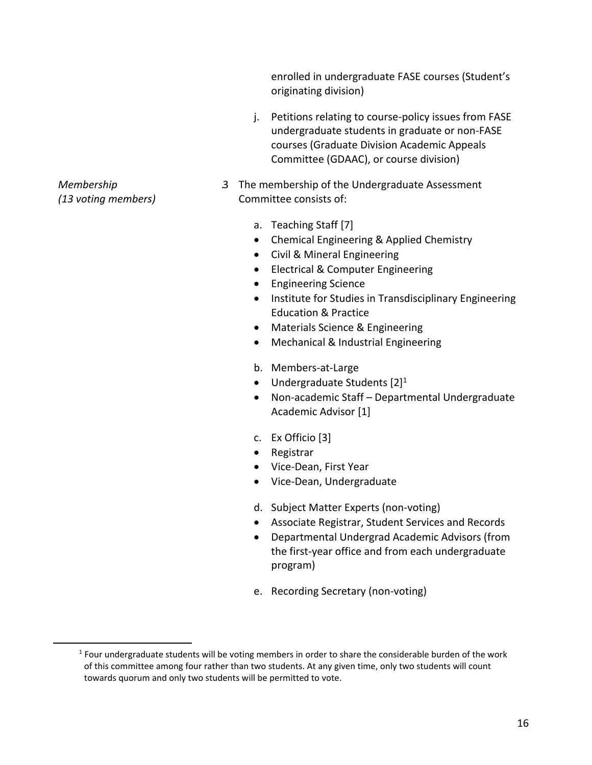enrolled in undergraduate FASE courses (Student's originating division)

j. Petitions relating to course-policy issues from FASE undergraduate students in graduate or non-FASE courses (Graduate Division Academic Appeals Committee (GDAAC), or course division)

*Membership*
*(13 voting members)*

.3 The membership of the Undergraduate Assessment Committee consists of:

a. Teaching Staff [7]
- Chemical Engineering & Applied Chemistry
- Civil & Mineral Engineering
- Electrical & Computer Engineering
- Engineering Science
- Institute for Studies in Transdisciplinary Engineering Education & Practice
- Materials Science & Engineering
- Mechanical & Industrial Engineering

b. Members-at-Large
- Undergraduate Students [2][1]
- Non-academic Staff – Departmental Undergraduate Academic Advisor [1]

c. Ex Officio [3]
- Registrar
- Vice-Dean, First Year
- Vice-Dean, Undergraduate

d. Subject Matter Experts (non-voting)
- Associate Registrar, Student Services and Records
- Departmental Undergrad Academic Advisors (from the first-year office and from each undergraduate program)

e. Recording Secretary (non-voting)

---

[1] Four undergraduate students will be voting members in order to share the considerable burden of the work of this committee among four rather than two students. At any given time, only two students will count towards quorum and only two students will be permitted to vote.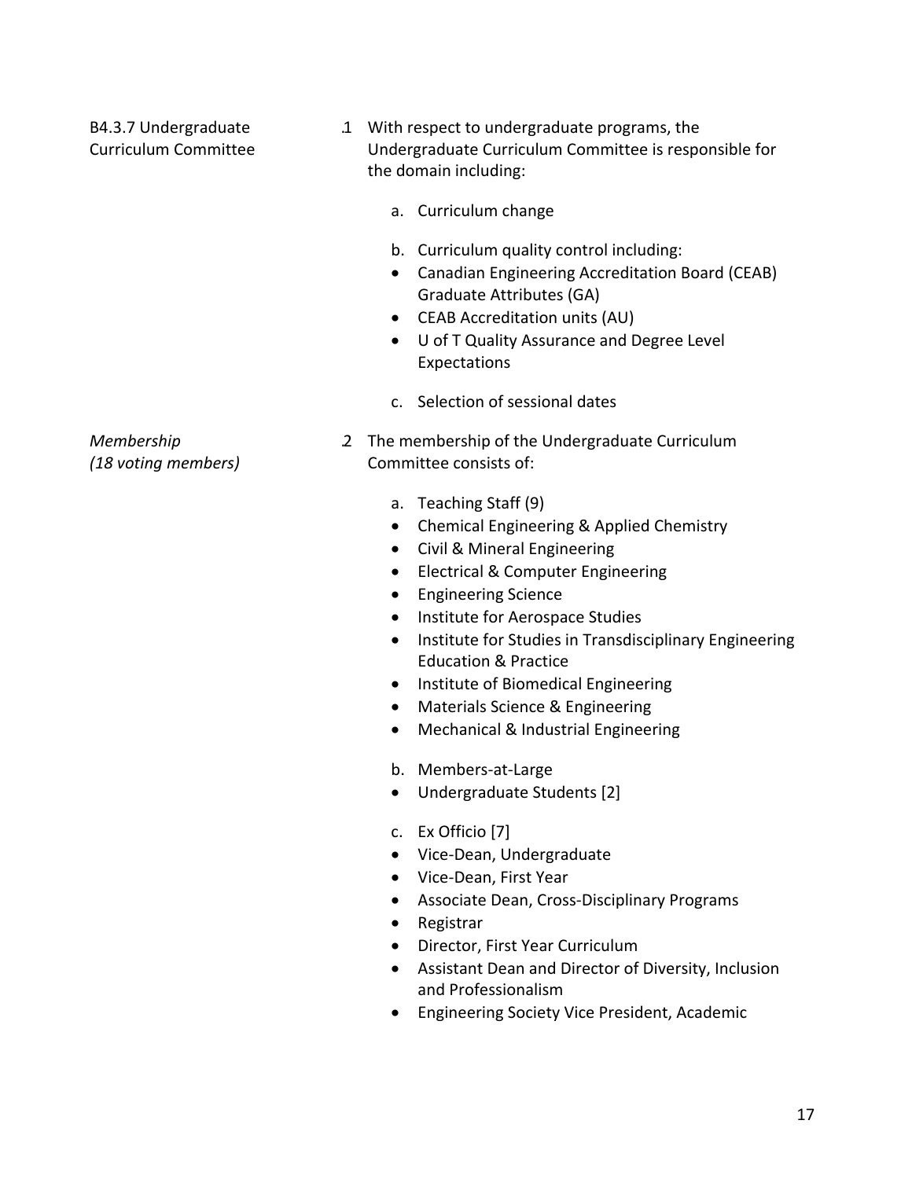B4.3.7 Undergraduate Curriculum Committee

.1 With respect to undergraduate programs, the Undergraduate Curriculum Committee is responsible for the domain including:

a. Curriculum change

b. Curriculum quality control including:
- Canadian Engineering Accreditation Board (CEAB) Graduate Attributes (GA)
- CEAB Accreditation units (AU)
- U of T Quality Assurance and Degree Level Expectations

c. Selection of sessional dates

*Membership*
*(18 voting members)*

.2 The membership of the Undergraduate Curriculum Committee consists of:

a. Teaching Staff (9)
- Chemical Engineering & Applied Chemistry
- Civil & Mineral Engineering
- Electrical & Computer Engineering
- Engineering Science
- Institute for Aerospace Studies
- Institute for Studies in Transdisciplinary Engineering Education & Practice
- Institute of Biomedical Engineering
- Materials Science & Engineering
- Mechanical & Industrial Engineering

b. Members-at-Large
- Undergraduate Students [2]

c. Ex Officio [7]
- Vice-Dean, Undergraduate
- Vice-Dean, First Year
- Associate Dean, Cross-Disciplinary Programs
- Registrar
- Director, First Year Curriculum
- Assistant Dean and Director of Diversity, Inclusion and Professionalism
- Engineering Society Vice President, Academic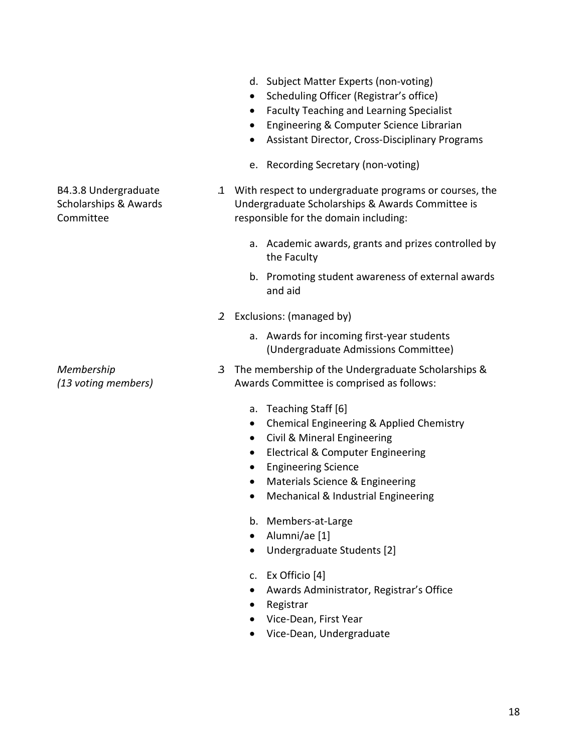d. Subject Matter Experts (non-voting)

- Scheduling Officer (Registrar's office)
- Faculty Teaching and Learning Specialist
- Engineering & Computer Science Librarian
- Assistant Director, Cross-Disciplinary Programs

e. Recording Secretary (non-voting)

B4.3.8 Undergraduate Scholarships & Awards Committee

.1 With respect to undergraduate programs or courses, the Undergraduate Scholarships & Awards Committee is responsible for the domain including:

a. Academic awards, grants and prizes controlled by the Faculty

b. Promoting student awareness of external awards and aid

.2 Exclusions: (managed by)

a. Awards for incoming first-year students (Undergraduate Admissions Committee)

*Membership*
*(13 voting members)*

.3 The membership of the Undergraduate Scholarships & Awards Committee is comprised as follows:

a. Teaching Staff [6]

- Chemical Engineering & Applied Chemistry
- Civil & Mineral Engineering
- Electrical & Computer Engineering
- Engineering Science
- Materials Science & Engineering
- Mechanical & Industrial Engineering

b. Members-at-Large

- Alumni/ae [1]
- Undergraduate Students [2]

c. Ex Officio [4]

- Awards Administrator, Registrar's Office
- Registrar
- Vice-Dean, First Year
- Vice-Dean, Undergraduate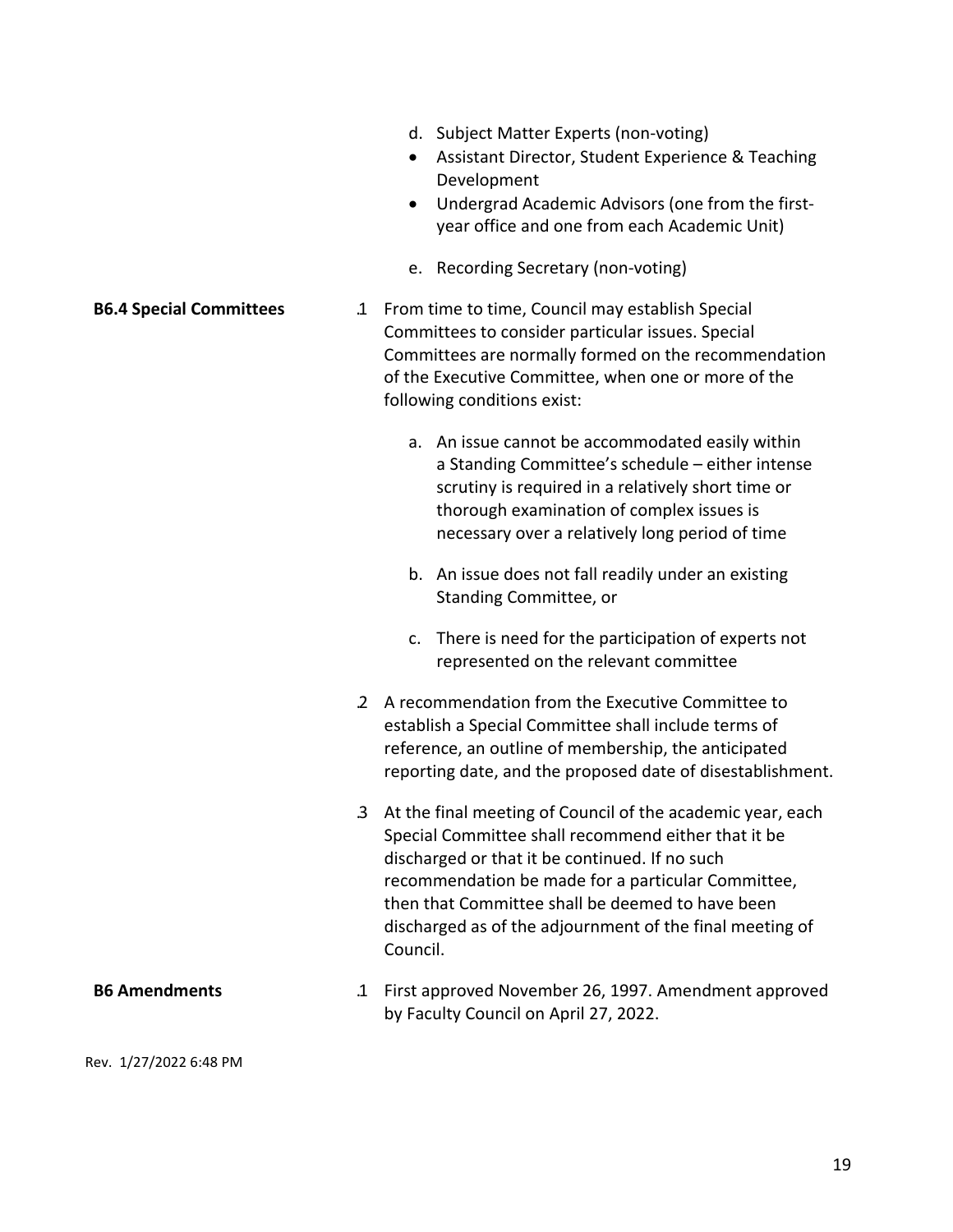d. Subject Matter Experts (non-voting)

- Assistant Director, Student Experience & Teaching Development
- Undergrad Academic Advisors (one from the first-year office and one from each Academic Unit)

e. Recording Secretary (non-voting)

**B6.4 Special Committees**

.1 From time to time, Council may establish Special Committees to consider particular issues. Special Committees are normally formed on the recommendation of the Executive Committee, when one or more of the following conditions exist:

a. An issue cannot be accommodated easily within a Standing Committee's schedule – either intense scrutiny is required in a relatively short time or thorough examination of complex issues is necessary over a relatively long period of time

b. An issue does not fall readily under an existing Standing Committee, or

c. There is need for the participation of experts not represented on the relevant committee

.2 A recommendation from the Executive Committee to establish a Special Committee shall include terms of reference, an outline of membership, the anticipated reporting date, and the proposed date of disestablishment.

.3 At the final meeting of Council of the academic year, each Special Committee shall recommend either that it be discharged or that it be continued. If no such recommendation be made for a particular Committee, then that Committee shall be deemed to have been discharged as of the adjournment of the final meeting of Council.

**B6 Amendments**

.1 First approved November 26, 1997. Amendment approved by Faculty Council on April 27, 2022.

Rev. 1/27/2022 6:48 PM